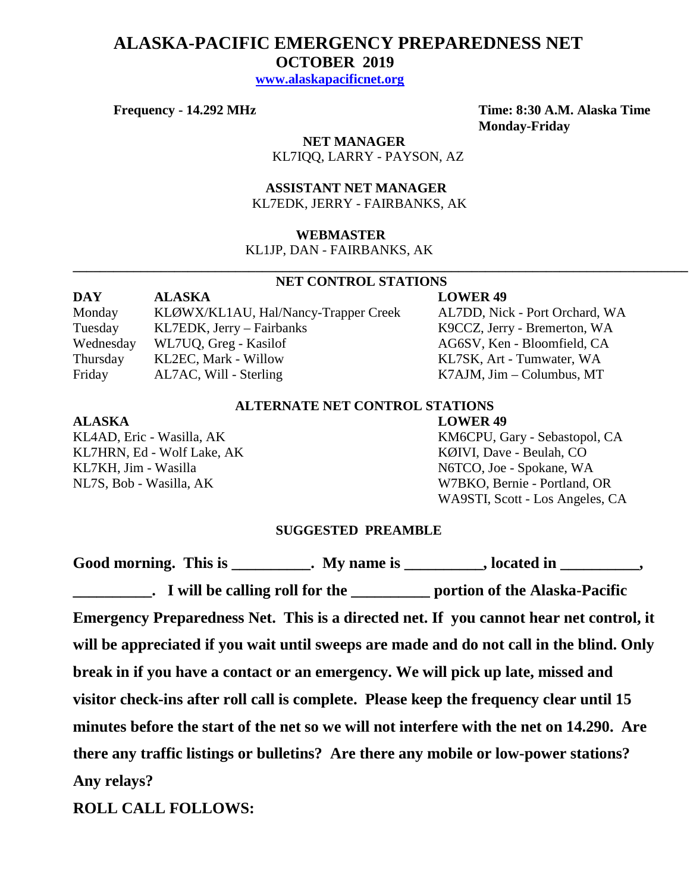# ALASKA-PACIFIC EMERGENCY PREPAREDNESS NET

## OCTOBER 2019

**www.alaskapacificnet.org**

**Frequency - 14.292 MHz**

**Time: 8:30 A.M. Alaska Time Monday-Friday**

**NET MANAGER**
KL7IQQ, LARRY - PAYSON, AZ

**ASSISTANT NET MANAGER**
KL7EDK, JERRY - FAIRBANKS, AK

**WEBMASTER**
KL1JP, DAN - FAIRBANKS, AK

---

### NET CONTROL STATIONS

| DAY | ALASKA | LOWER 49 |
|---|---|---|
| Monday | KLØWX/KL1AU, Hal/Nancy-Trapper Creek | AL7DD, Nick - Port Orchard, WA |
| Tuesday | KL7EDK, Jerry – Fairbanks | K9CCZ, Jerry - Bremerton, WA |
| Wednesday | WL7UQ, Greg - Kasilof | AG6SV, Ken - Bloomfield, CA |
| Thursday | KL2EC, Mark - Willow | KL7SK, Art - Tumwater, WA |
| Friday | AL7AC, Will - Sterling | K7AJM, Jim – Columbus, MT |

### ALTERNATE NET CONTROL STATIONS

| ALASKA | LOWER 49 |
|---|---|
| KL4AD, Eric - Wasilla, AK | KM6CPU, Gary - Sebastopol, CA |
| KL7HRN, Ed - Wolf Lake, AK | KØIVI, Dave - Beulah, CO |
| KL7KH, Jim - Wasilla | N6TCO, Joe - Spokane, WA |
| NL7S, Bob - Wasilla, AK | W7BKO, Bernie - Portland, OR |
| | WA9STI, Scott - Los Angeles, CA |

### SUGGESTED PREAMBLE

**Good morning. This is __________. My name is __________, located in __________, __________. I will be calling roll for the __________ portion of the Alaska-Pacific Emergency Preparedness Net. This is a directed net. If you cannot hear net control, it will be appreciated if you wait until sweeps are made and do not call in the blind. Only break in if you have a contact or an emergency. We will pick up late, missed and visitor check-ins after roll call is complete. Please keep the frequency clear until 15 minutes before the start of the net so we will not interfere with the net on 14.290. Are there any traffic listings or bulletins? Are there any mobile or low-power stations? Any relays?**

**ROLL CALL FOLLOWS:**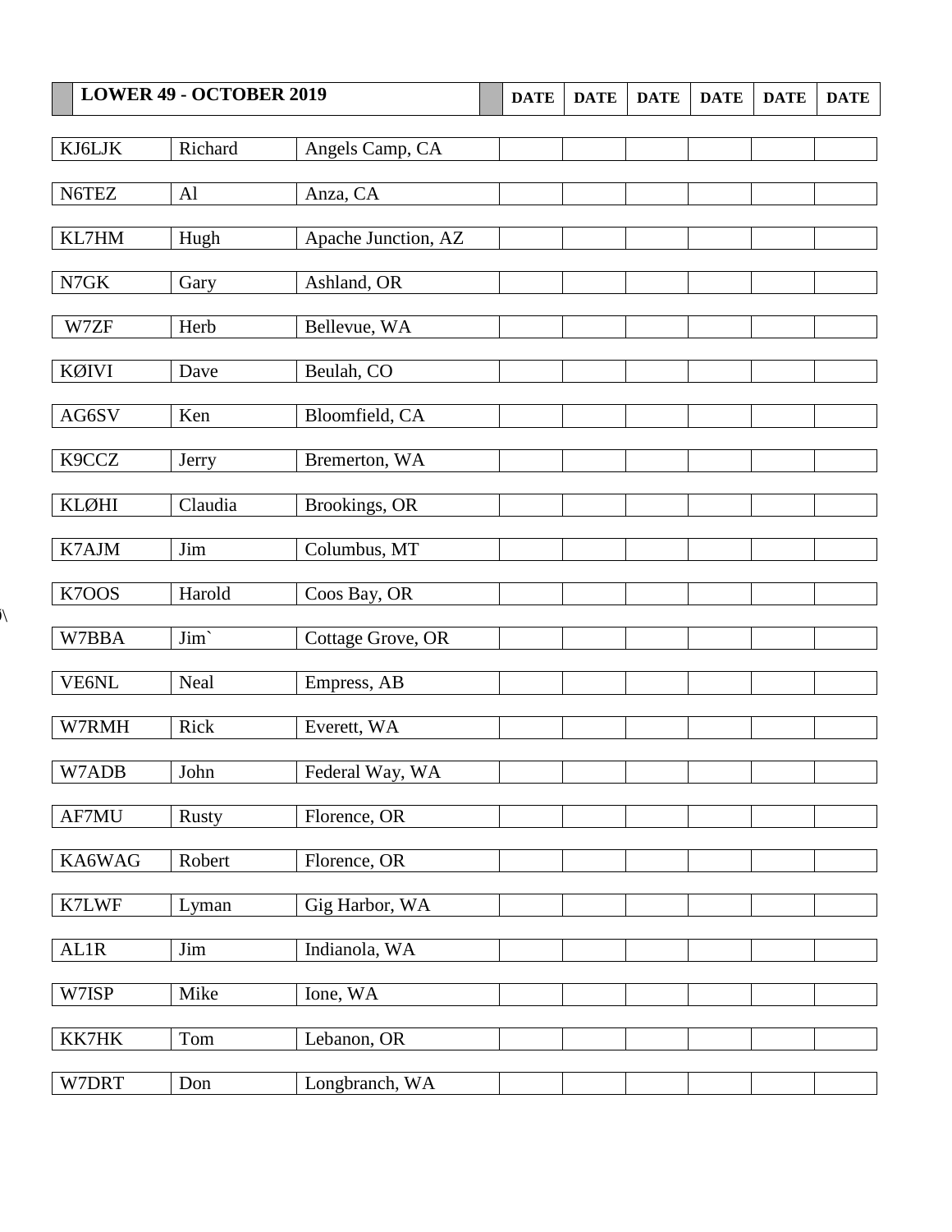| LOWER 49 - OCTOBER 2019 | | | DATE | DATE | DATE | DATE | DATE | DATE |
|---|---|---|---|---|---|---|---|---|
| KJ6LJK | Richard | Angels Camp, CA | | | | | | |
| N6TEZ | Al | Anza, CA | | | | | | |
| KL7HM | Hugh | Apache Junction, AZ | | | | | | |
| N7GK | Gary | Ashland, OR | | | | | | |
| W7ZF | Herb | Bellevue, WA | | | | | | |
| KØIVI | Dave | Beulah, CO | | | | | | |
| AG6SV | Ken | Bloomfield, CA | | | | | | |
| K9CCZ | Jerry | Bremerton, WA | | | | | | |
| KLØHI | Claudia | Brookings, OR | | | | | | |
| K7AJM | Jim | Columbus, MT | | | | | | |
| K7OOS | Harold | Coos Bay, OR | | | | | | |
| W7BBA | Jim` | Cottage Grove, OR | | | | | | |
| VE6NL | Neal | Empress, AB | | | | | | |
| W7RMH | Rick | Everett, WA | | | | | | |
| W7ADB | John | Federal Way, WA | | | | | | |
| AF7MU | Rusty | Florence, OR | | | | | | |
| KA6WAG | Robert | Florence, OR | | | | | | |
| K7LWF | Lyman | Gig Harbor, WA | | | | | | |
| AL1R | Jim | Indianola, WA | | | | | | |
| W7ISP | Mike | Ione, WA | | | | | | |
| KK7HK | Tom | Lebanon, OR | | | | | | |
| W7DRT | Don | Longbranch, WA | | | | | | |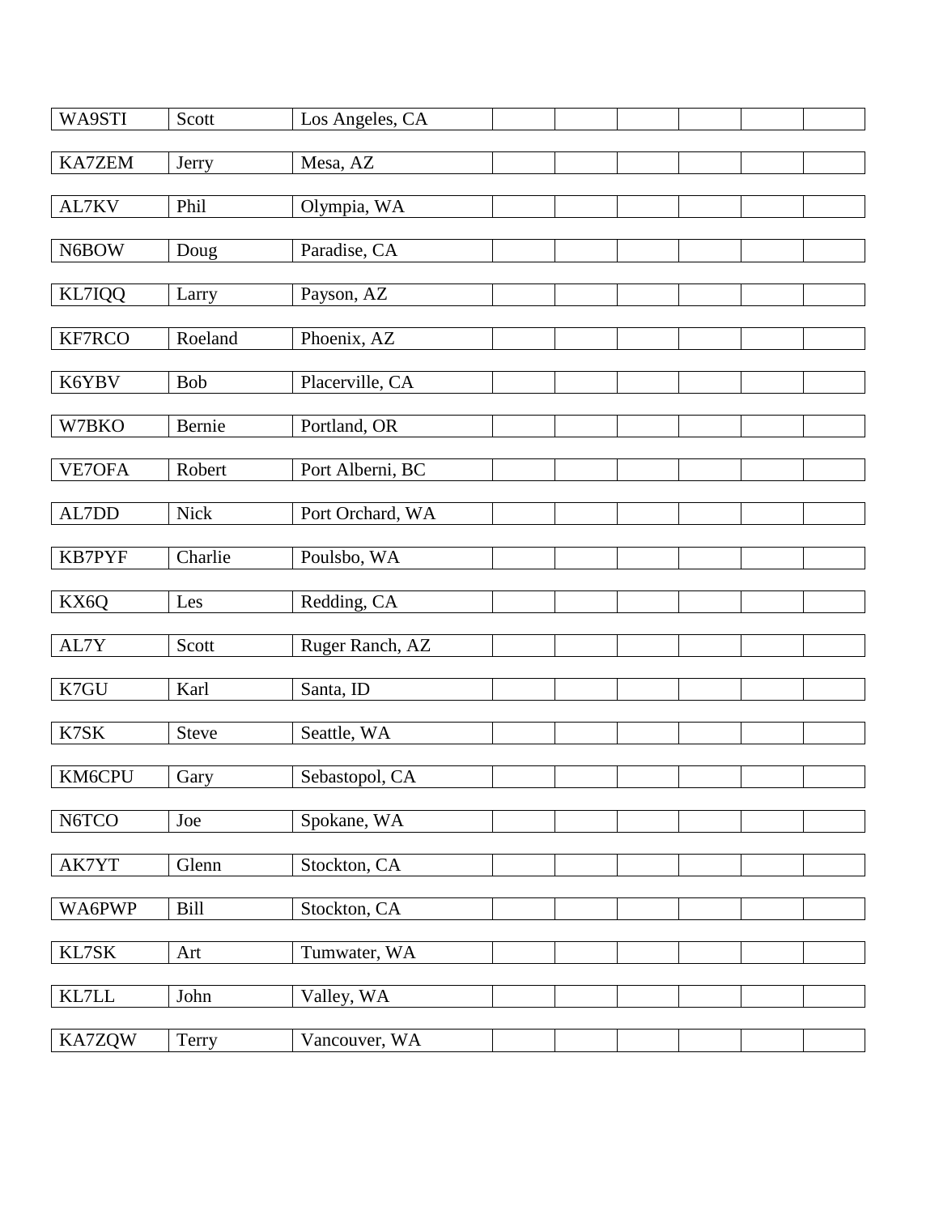| | | | | | | | | |
|---|---|---|---|---|---|---|---|---|
| WA9STI | Scott | Los Angeles, CA | | | | | | |
| KA7ZEM | Jerry | Mesa, AZ | | | | | | |
| AL7KV | Phil | Olympia, WA | | | | | | |
| N6BOW | Doug | Paradise, CA | | | | | | |
| KL7IQQ | Larry | Payson, AZ | | | | | | |
| KF7RCO | Roeland | Phoenix, AZ | | | | | | |
| K6YBV | Bob | Placerville, CA | | | | | | |
| W7BKO | Bernie | Portland, OR | | | | | | |
| VE7OFA | Robert | Port Alberni, BC | | | | | | |
| AL7DD | Nick | Port Orchard, WA | | | | | | |
| KB7PYF | Charlie | Poulsbo, WA | | | | | | |
| KX6Q | Les | Redding, CA | | | | | | |
| AL7Y | Scott | Ruger Ranch, AZ | | | | | | |
| K7GU | Karl | Santa, ID | | | | | | |
| K7SK | Steve | Seattle, WA | | | | | | |
| KM6CPU | Gary | Sebastopol, CA | | | | | | |
| N6TCO | Joe | Spokane, WA | | | | | | |
| AK7YT | Glenn | Stockton, CA | | | | | | |
| WA6PWP | Bill | Stockton, CA | | | | | | |
| KL7SK | Art | Tumwater, WA | | | | | | |
| KL7LL | John | Valley, WA | | | | | | |
| KA7ZQW | Terry | Vancouver, WA | | | | | | |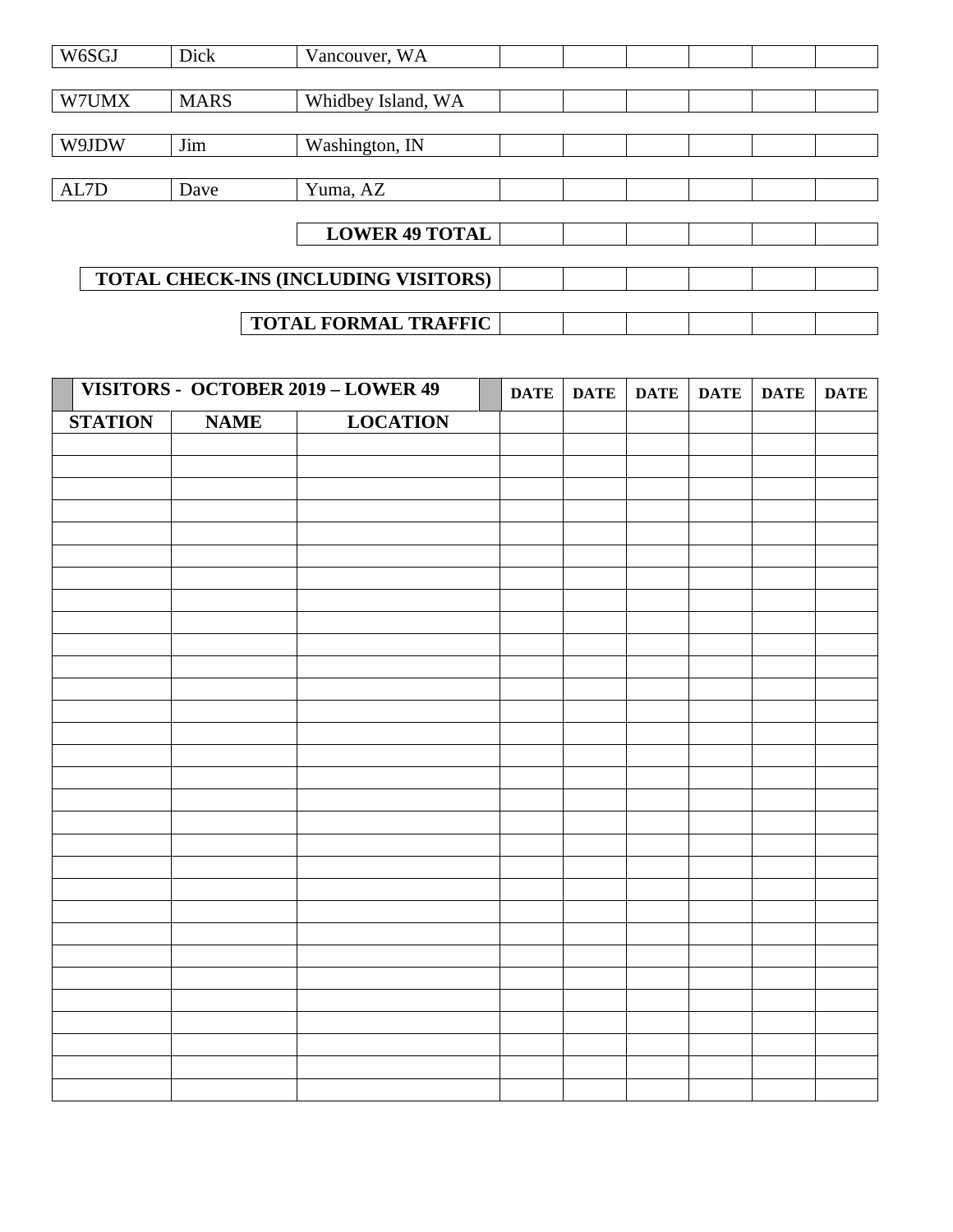| | | | | | | | | |
|---|---|---|---|---|---|---|---|---|
| W6SGJ | Dick | Vancouver, WA | | | | | | |
| W7UMX | MARS | Whidbey Island, WA | | | | | | |
| W9JDW | Jim | Washington, IN | | | | | | |
| AL7D | Dave | Yuma, AZ | | | | | | |
| | | **LOWER 49 TOTAL** | | | | | | |
| | | **TOTAL CHECK-INS (INCLUDING VISITORS)** | | | | | | |
| | | **TOTAL FORMAL TRAFFIC** | | | | | | |

| **VISITORS - OCTOBER 2019 – LOWER 49** | | | **DATE** | **DATE** | **DATE** | **DATE** | **DATE** | **DATE** |
|---|---|---|---|---|---|---|---|---|
| **STATION** | **NAME** | **LOCATION** | | | | | | |
| | | | | | | | | |
| | | | | | | | | |
| | | | | | | | | |
| | | | | | | | | |
| | | | | | | | | |
| | | | | | | | | |
| | | | | | | | | |
| | | | | | | | | |
| | | | | | | | | |
| | | | | | | | | |
| | | | | | | | | |
| | | | | | | | | |
| | | | | | | | | |
| | | | | | | | | |
| | | | | | | | | |
| | | | | | | | | |
| | | | | | | | | |
| | | | | | | | | |
| | | | | | | | | |
| | | | | | | | | |
| | | | | | | | | |
| | | | | | | | | |
| | | | | | | | | |
| | | | | | | | | |
| | | | | | | | | |
| | | | | | | | | |
| | | | | | | | | |
| | | | | | | | | |
| | | | | | | | | |
| | | | | | | | | |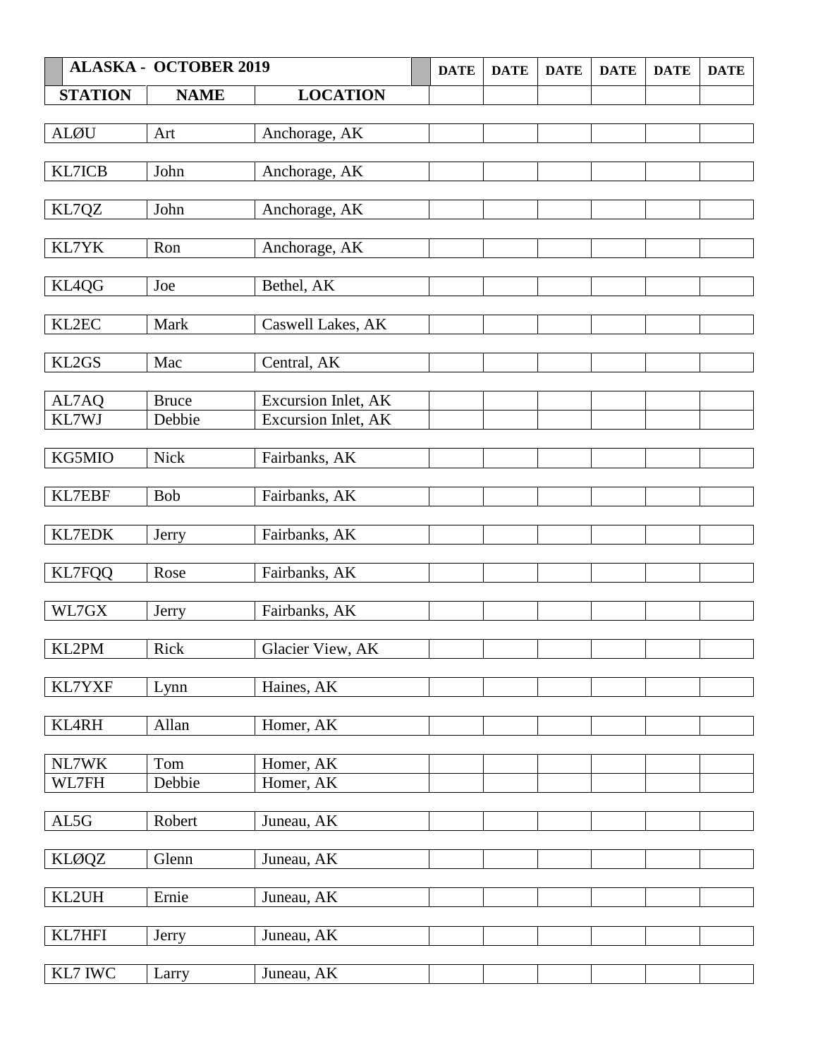| ALASKA - OCTOBER 2019 | | | DATE | DATE | DATE | DATE | DATE | DATE |
|---|---|---|---|---|---|---|---|---|
| **STATION** | **NAME** | **LOCATION** | | | | | | |
| ALØU | Art | Anchorage, AK | | | | | | |
| KL7ICB | John | Anchorage, AK | | | | | | |
| KL7QZ | John | Anchorage, AK | | | | | | |
| KL7YK | Ron | Anchorage, AK | | | | | | |
| KL4QG | Joe | Bethel, AK | | | | | | |
| KL2EC | Mark | Caswell Lakes, AK | | | | | | |
| KL2GS | Mac | Central, AK | | | | | | |
| AL7AQ | Bruce | Excursion Inlet, AK | | | | | | |
| KL7WJ | Debbie | Excursion Inlet, AK | | | | | | |
| KG5MIO | Nick | Fairbanks, AK | | | | | | |
| KL7EBF | Bob | Fairbanks, AK | | | | | | |
| KL7EDK | Jerry | Fairbanks, AK | | | | | | |
| KL7FQQ | Rose | Fairbanks, AK | | | | | | |
| WL7GX | Jerry | Fairbanks, AK | | | | | | |
| KL2PM | Rick | Glacier View, AK | | | | | | |
| KL7YXF | Lynn | Haines, AK | | | | | | |
| KL4RH | Allan | Homer, AK | | | | | | |
| NL7WK | Tom | Homer, AK | | | | | | |
| WL7FH | Debbie | Homer, AK | | | | | | |
| AL5G | Robert | Juneau, AK | | | | | | |
| KLØQZ | Glenn | Juneau, AK | | | | | | |
| KL2UH | Ernie | Juneau, AK | | | | | | |
| KL7HFI | Jerry | Juneau, AK | | | | | | |
| KL7 IWC | Larry | Juneau, AK | | | | | | |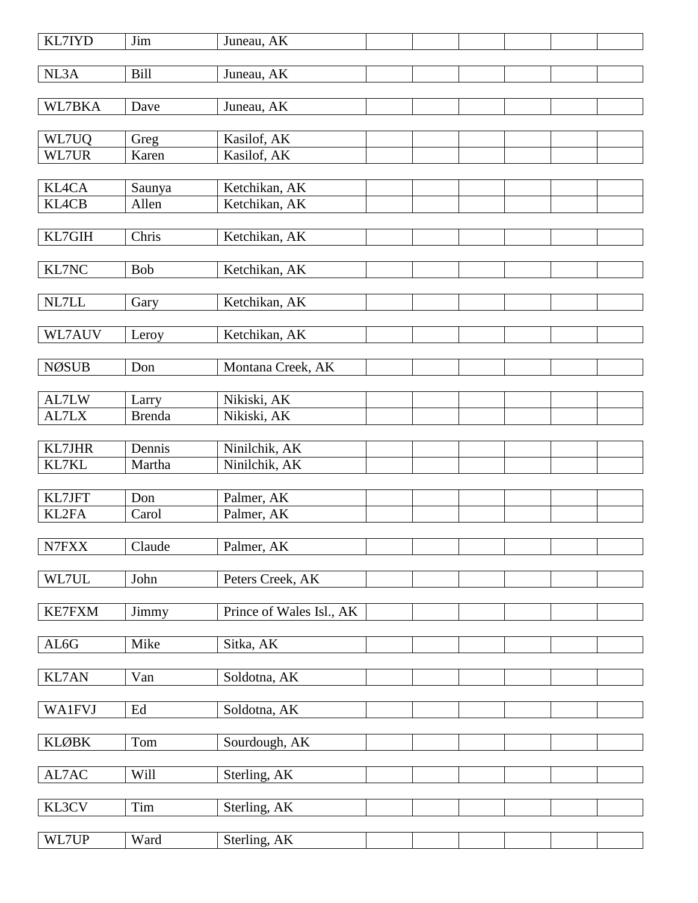| | | | | | | | |
|---|---|---|---|---|---|---|---|
| KL7IYD | Jim | Juneau, AK | | | | | |
| | | | | | | | |
| NL3A | Bill | Juneau, AK | | | | | |
| | | | | | | | |
| WL7BKA | Dave | Juneau, AK | | | | | |
| | | | | | | | |
| WL7UQ | Greg | Kasilof, AK | | | | | |
| WL7UR | Karen | Kasilof, AK | | | | | |
| | | | | | | | |
| KL4CA | Saunya | Ketchikan, AK | | | | | |
| KL4CB | Allen | Ketchikan, AK | | | | | |
| | | | | | | | |
| KL7GIH | Chris | Ketchikan, AK | | | | | |
| | | | | | | | |
| KL7NC | Bob | Ketchikan, AK | | | | | |
| | | | | | | | |
| NL7LL | Gary | Ketchikan, AK | | | | | |
| | | | | | | | |
| WL7AUV | Leroy | Ketchikan, AK | | | | | |
| | | | | | | | |
| NØSUB | Don | Montana Creek, AK | | | | | |
| | | | | | | | |
| AL7LW | Larry | Nikiski, AK | | | | | |
| AL7LX | Brenda | Nikiski, AK | | | | | |
| | | | | | | | |
| KL7JHR | Dennis | Ninilchik, AK | | | | | |
| KL7KL | Martha | Ninilchik, AK | | | | | |
| | | | | | | | |
| KL7JFT | Don | Palmer, AK | | | | | |
| KL2FA | Carol | Palmer, AK | | | | | |
| | | | | | | | |
| N7FXX | Claude | Palmer, AK | | | | | |
| | | | | | | | |
| WL7UL | John | Peters Creek, AK | | | | | |
| | | | | | | | |
| KE7FXM | Jimmy | Prince of Wales Isl., AK | | | | | |
| | | | | | | | |
| AL6G | Mike | Sitka, AK | | | | | |
| | | | | | | | |
| KL7AN | Van | Soldotna, AK | | | | | |
| | | | | | | | |
| WA1FVJ | Ed | Soldotna, AK | | | | | |
| | | | | | | | |
| KLØBK | Tom | Sourdough, AK | | | | | |
| | | | | | | | |
| AL7AC | Will | Sterling, AK | | | | | |
| | | | | | | | |
| KL3CV | Tim | Sterling, AK | | | | | |
| | | | | | | | |
| WL7UP | Ward | Sterling, AK | | | | | |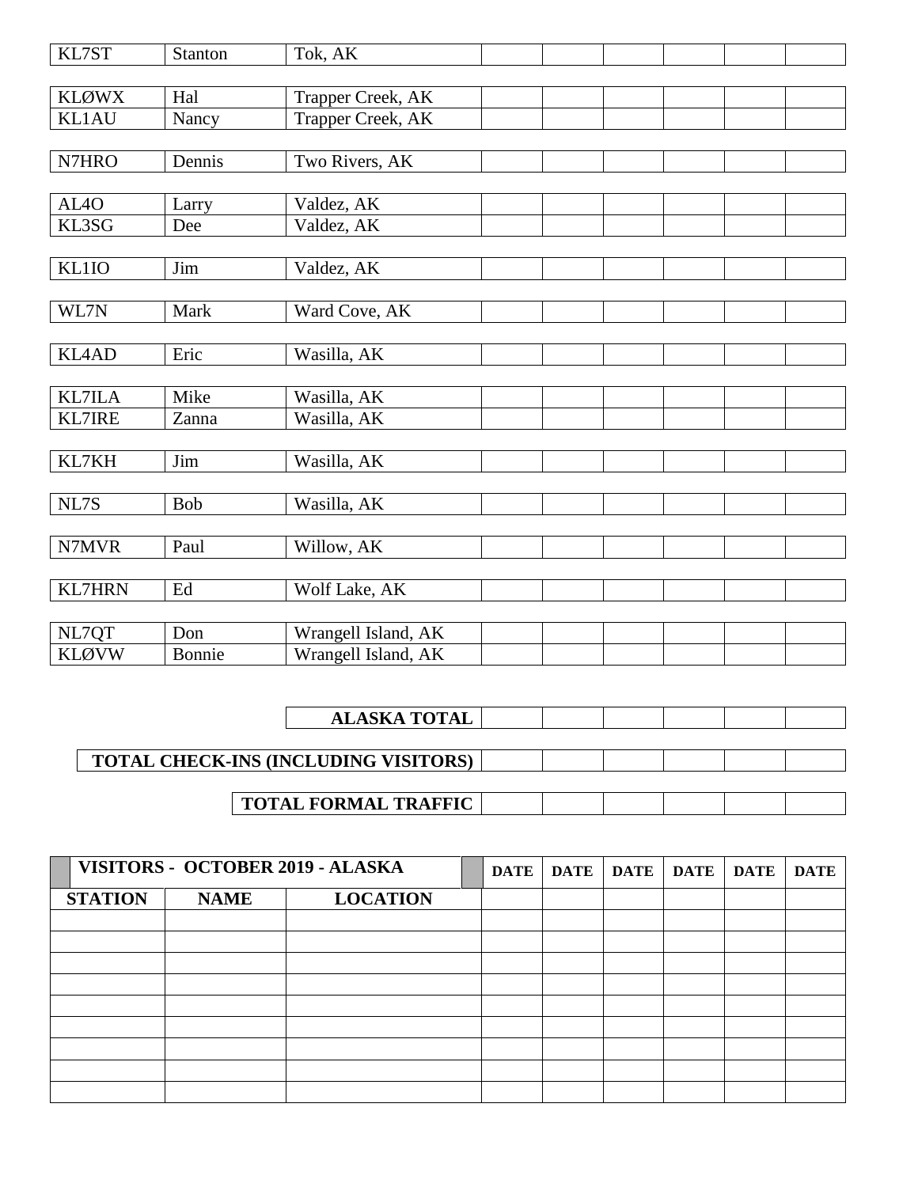| | | | | | | | | |
|---|---|---|---|---|---|---|---|---|
| KL7ST | Stanton | Tok, AK | | | | | | |
| KLØWX | Hal | Trapper Creek, AK | | | | | | |
| KL1AU | Nancy | Trapper Creek, AK | | | | | | |
| N7HRO | Dennis | Two Rivers, AK | | | | | | |
| AL4O | Larry | Valdez, AK | | | | | | |
| KL3SG | Dee | Valdez, AK | | | | | | |
| KL1IO | Jim | Valdez, AK | | | | | | |
| WL7N | Mark | Ward Cove, AK | | | | | | |
| KL4AD | Eric | Wasilla, AK | | | | | | |
| KL7ILA | Mike | Wasilla, AK | | | | | | |
| KL7IRE | Zanna | Wasilla, AK | | | | | | |
| KL7KH | Jim | Wasilla, AK | | | | | | |
| NL7S | Bob | Wasilla, AK | | | | | | |
| N7MVR | Paul | Willow, AK | | | | | | |
| KL7HRN | Ed | Wolf Lake, AK | | | | | | |
| NL7QT | Don | Wrangell Island, AK | | | | | | |
| KLØVW | Bonnie | Wrangell Island, AK | | | | | | |

| | | | | | | |
|---|---|---|---|---|---|---|
| **ALASKA TOTAL** | | | | | | |
| **TOTAL CHECK-INS (INCLUDING VISITORS)** | | | | | | |
| **TOTAL FORMAL TRAFFIC** | | | | | | |

| **VISITORS - OCTOBER 2019 - ALASKA** | | | **DATE** | **DATE** | **DATE** | **DATE** | **DATE** | **DATE** |
|---|---|---|---|---|---|---|---|---|
| **STATION** | **NAME** | **LOCATION** | | | | | | |
| | | | | | | | | |
| | | | | | | | | |
| | | | | | | | | |
| | | | | | | | | |
| | | | | | | | | |
| | | | | | | | | |
| | | | | | | | | |
| | | | | | | | | |
| | | | | | | | | |